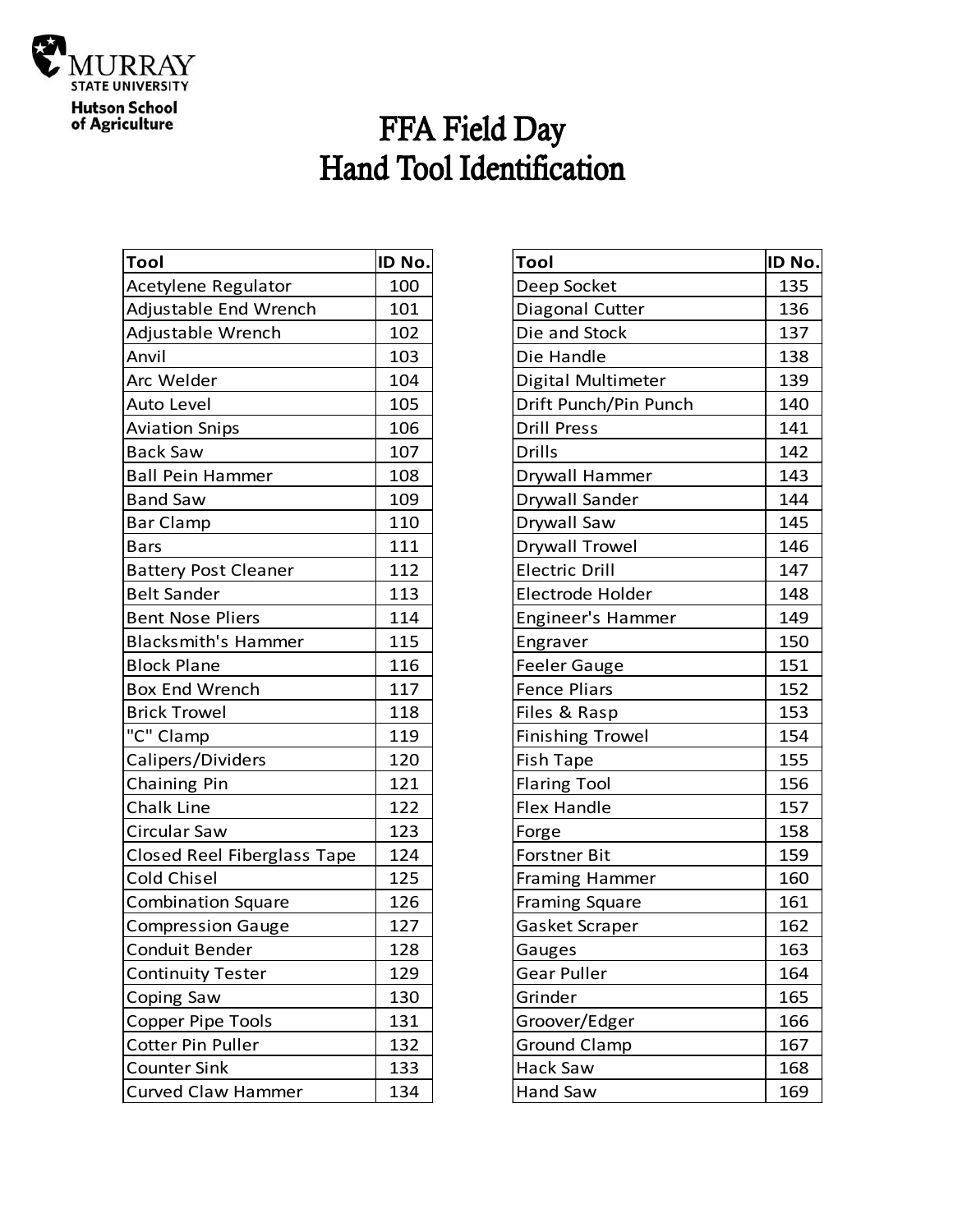Murray State University
Hutson School of Agriculture

# FFA Field Day
# Hand Tool Identification

| Tool | ID No. |
|---|---|
| Acetylene Regulator | 100 |
| Adjustable End Wrench | 101 |
| Adjustable Wrench | 102 |
| Anvil | 103 |
| Arc Welder | 104 |
| Auto Level | 105 |
| Aviation Snips | 106 |
| Back Saw | 107 |
| Ball Pein Hammer | 108 |
| Band Saw | 109 |
| Bar Clamp | 110 |
| Bars | 111 |
| Battery Post Cleaner | 112 |
| Belt Sander | 113 |
| Bent Nose Pliers | 114 |
| Blacksmith's Hammer | 115 |
| Block Plane | 116 |
| Box End Wrench | 117 |
| Brick Trowel | 118 |
| "C" Clamp | 119 |
| Calipers/Dividers | 120 |
| Chaining Pin | 121 |
| Chalk Line | 122 |
| Circular Saw | 123 |
| Closed Reel Fiberglass Tape | 124 |
| Cold Chisel | 125 |
| Combination Square | 126 |
| Compression Gauge | 127 |
| Conduit Bender | 128 |
| Continuity Tester | 129 |
| Coping Saw | 130 |
| Copper Pipe Tools | 131 |
| Cotter Pin Puller | 132 |
| Counter Sink | 133 |
| Curved Claw Hammer | 134 |
| Deep Socket | 135 |
| Diagonal Cutter | 136 |
| Die and Stock | 137 |
| Die Handle | 138 |
| Digital Multimeter | 139 |
| Drift Punch/Pin Punch | 140 |
| Drill Press | 141 |
| Drills | 142 |
| Drywall Hammer | 143 |
| Drywall Sander | 144 |
| Drywall Saw | 145 |
| Drywall Trowel | 146 |
| Electric Drill | 147 |
| Electrode Holder | 148 |
| Engineer's Hammer | 149 |
| Engraver | 150 |
| Feeler Gauge | 151 |
| Fence Pliars | 152 |
| Files & Rasp | 153 |
| Finishing Trowel | 154 |
| Fish Tape | 155 |
| Flaring Tool | 156 |
| Flex Handle | 157 |
| Forge | 158 |
| Forstner Bit | 159 |
| Framing Hammer | 160 |
| Framing Square | 161 |
| Gasket Scraper | 162 |
| Gauges | 163 |
| Gear Puller | 164 |
| Grinder | 165 |
| Groover/Edger | 166 |
| Ground Clamp | 167 |
| Hack Saw | 168 |
| Hand Saw | 169 |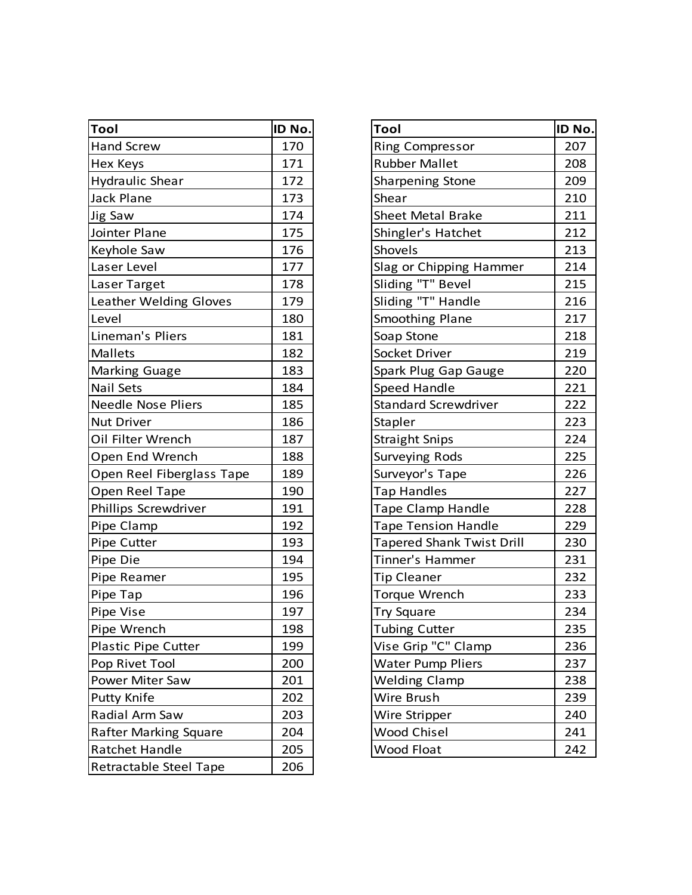| Tool | ID No. |
| --- | --- |
| Hand Screw | 170 |
| Hex Keys | 171 |
| Hydraulic Shear | 172 |
| Jack Plane | 173 |
| Jig Saw | 174 |
| Jointer Plane | 175 |
| Keyhole Saw | 176 |
| Laser Level | 177 |
| Laser Target | 178 |
| Leather Welding Gloves | 179 |
| Level | 180 |
| Lineman's Pliers | 181 |
| Mallets | 182 |
| Marking Guage | 183 |
| Nail Sets | 184 |
| Needle Nose Pliers | 185 |
| Nut Driver | 186 |
| Oil Filter Wrench | 187 |
| Open End Wrench | 188 |
| Open Reel Fiberglass Tape | 189 |
| Open Reel Tape | 190 |
| Phillips Screwdriver | 191 |
| Pipe Clamp | 192 |
| Pipe Cutter | 193 |
| Pipe Die | 194 |
| Pipe Reamer | 195 |
| Pipe Tap | 196 |
| Pipe Vise | 197 |
| Pipe Wrench | 198 |
| Plastic Pipe Cutter | 199 |
| Pop Rivet Tool | 200 |
| Power Miter Saw | 201 |
| Putty Knife | 202 |
| Radial Arm Saw | 203 |
| Rafter Marking Square | 204 |
| Ratchet Handle | 205 |
| Retractable Steel Tape | 206 |

| Tool | ID No. |
| --- | --- |
| Ring Compressor | 207 |
| Rubber Mallet | 208 |
| Sharpening Stone | 209 |
| Shear | 210 |
| Sheet Metal Brake | 211 |
| Shingler's Hatchet | 212 |
| Shovels | 213 |
| Slag or Chipping Hammer | 214 |
| Sliding "T" Bevel | 215 |
| Sliding "T" Handle | 216 |
| Smoothing Plane | 217 |
| Soap Stone | 218 |
| Socket Driver | 219 |
| Spark Plug Gap Gauge | 220 |
| Speed Handle | 221 |
| Standard Screwdriver | 222 |
| Stapler | 223 |
| Straight Snips | 224 |
| Surveying Rods | 225 |
| Surveyor's Tape | 226 |
| Tap Handles | 227 |
| Tape Clamp Handle | 228 |
| Tape Tension Handle | 229 |
| Tapered Shank Twist Drill | 230 |
| Tinner's Hammer | 231 |
| Tip Cleaner | 232 |
| Torque Wrench | 233 |
| Try Square | 234 |
| Tubing Cutter | 235 |
| Vise Grip "C" Clamp | 236 |
| Water Pump Pliers | 237 |
| Welding Clamp | 238 |
| Wire Brush | 239 |
| Wire Stripper | 240 |
| Wood Chisel | 241 |
| Wood Float | 242 |